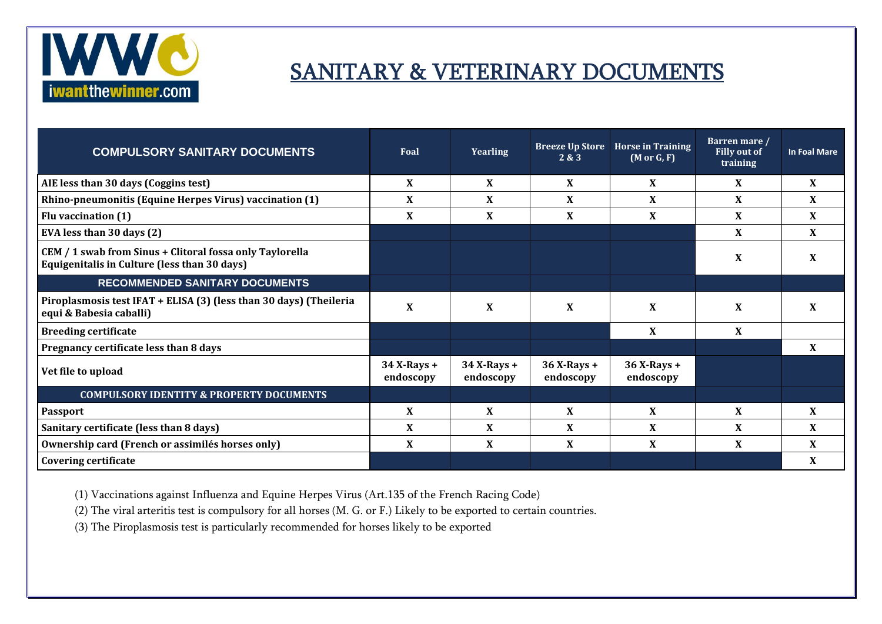# SANITARY & VETERINARY DOCUMENTS

| COMPULSORY SANITARY DOCUMENTS | Foal | Yearling | Breeze Up Store 2 & 3 | Horse in Training (M or G, F) | Barren mare / Filly out of training | In Foal Mare |
|---|---|---|---|---|---|---|
| **AIE less than 30 days (Coggins test)** | X | X | X | X | X | X |
| **Rhino-pneumonitis (Equine Herpes Virus) vaccination (1)** | X | X | X | X | X | X |
| **Flu vaccination (1)** | X | X | X | X | X | X |
| **EVA less than 30 days (2)** | | | | | X | X |
| **CEM / 1 swab from Sinus + Clitoral fossa only Taylorella Equigenitalis in Culture (less than 30 days)** | | | | | X | X |
| **RECOMMENDED SANITARY DOCUMENTS** | | | | | | |
| **Piroplasmosis test IFAT + ELISA (3) (less than 30 days) (Theileria equi & Babesia caballi)** | X | X | X | X | X | X |
| **Breeding certificate** | | | | X | X | |
| **Pregnancy certificate less than 8 days** | | | | | | X |
| **Vet file to upload** | 34 X-Rays + endoscopy | 34 X-Rays + endoscopy | 36 X-Rays + endoscopy | 36 X-Rays + endoscopy | | |
| **COMPULSORY IDENTITY & PROPERTY DOCUMENTS** | | | | | | |
| **Passport** | X | X | X | X | X | X |
| **Sanitary certificate (less than 8 days)** | X | X | X | X | X | X |
| **Ownership card (French or assimilés horses only)** | X | X | X | X | X | X |
| **Covering certificate** | | | | | | X |

(1) Vaccinations against Influenza and Equine Herpes Virus (Art.135 of the French Racing Code)

(2) The viral arteritis test is compulsory for all horses (M. G. or F.) Likely to be exported to certain countries.

(3) The Piroplasmosis test is particularly recommended for horses likely to be exported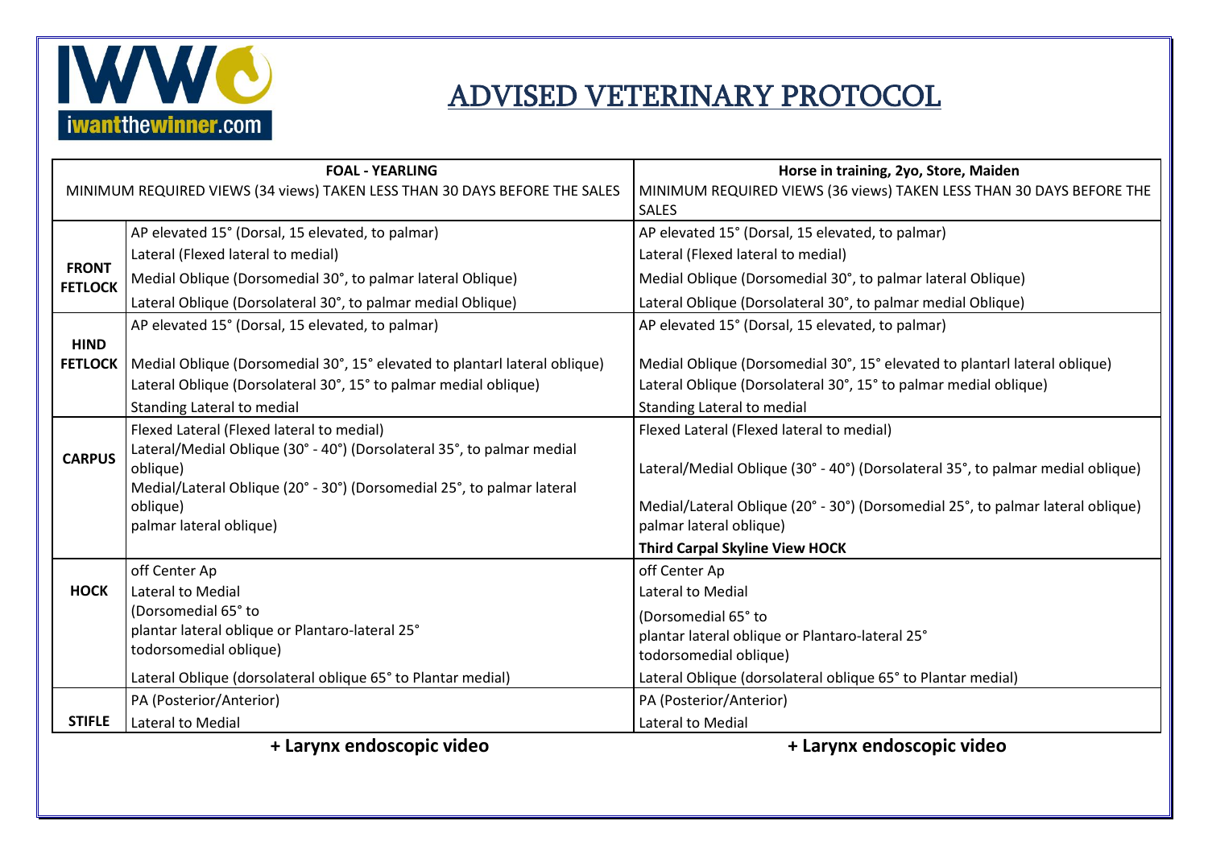IWW iwantthewinner.com

# ADVISED VETERINARY PROTOCOL

| | **FOAL - YEARLING**<br>MINIMUM REQUIRED VIEWS (34 views) TAKEN LESS THAN 30 DAYS BEFORE THE SALES | **Horse in training, 2yo, Store, Maiden**<br>MINIMUM REQUIRED VIEWS (36 views) TAKEN LESS THAN 30 DAYS BEFORE THE SALES |
|---|---|---|
| **FRONT FETLOCK** | AP elevated 15° (Dorsal, 15 elevated, to palmar) | AP elevated 15° (Dorsal, 15 elevated, to palmar) |
| | Lateral (Flexed lateral to medial) | Lateral (Flexed lateral to medial) |
| | Medial Oblique (Dorsomedial 30°, to palmar lateral Oblique) | Medial Oblique (Dorsomedial 30°, to palmar lateral Oblique) |
| | Lateral Oblique (Dorsolateral 30°, to palmar medial Oblique) | Lateral Oblique (Dorsolateral 30°, to palmar medial Oblique) |
| **HIND FETLOCK** | AP elevated 15° (Dorsal, 15 elevated, to palmar) | AP elevated 15° (Dorsal, 15 elevated, to palmar) |
| | Medial Oblique (Dorsomedial 30°, 15° elevated to plantarl lateral oblique) | Medial Oblique (Dorsomedial 30°, 15° elevated to plantarl lateral oblique) |
| | Lateral Oblique (Dorsolateral 30°, 15° to palmar medial oblique) | Lateral Oblique (Dorsolateral 30°, 15° to palmar medial oblique) |
| | Standing Lateral to medial | Standing Lateral to medial |
| **CARPUS** | Flexed Lateral (Flexed lateral to medial) | Flexed Lateral (Flexed lateral to medial) |
| | Lateral/Medial Oblique (30° - 40°) (Dorsolateral 35°, to palmar medial oblique) | Lateral/Medial Oblique (30° - 40°) (Dorsolateral 35°, to palmar medial oblique) |
| | Medial/Lateral Oblique (20° - 30°) (Dorsomedial 25°, to palmar lateral oblique)<br>palmar lateral oblique) | Medial/Lateral Oblique (20° - 30°) (Dorsomedial 25°, to palmar lateral oblique)<br>palmar lateral oblique) |
| | | **Third Carpal Skyline View HOCK** |
| **HOCK** | off Center Ap | off Center Ap |
| | Lateral to Medial | Lateral to Medial |
| | (Dorsomedial 65° to<br>plantar lateral oblique or Plantaro-lateral 25°<br>todorsomedial oblique) | (Dorsomedial 65° to<br>plantar lateral oblique or Plantaro-lateral 25°<br>todorsomedial oblique) |
| | Lateral Oblique (dorsolateral oblique 65° to Plantar medial) | Lateral Oblique (dorsolateral oblique 65° to Plantar medial) |
| **STIFLE** | PA (Posterior/Anterior) | PA (Posterior/Anterior) |
| | Lateral to Medial | Lateral to Medial |
| | **+ Larynx endoscopic video** | **+ Larynx endoscopic video** |